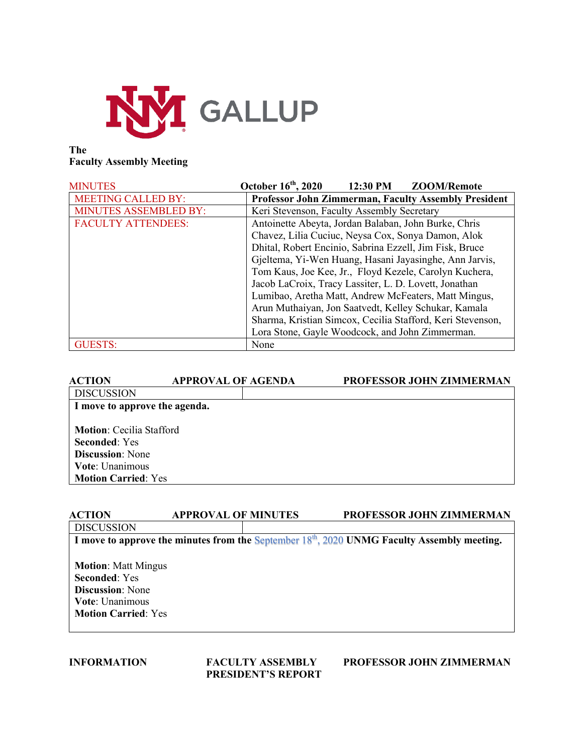UNM GALLUP

**The**
**Faculty Assembly Meeting**

| MINUTES | October 16th, 2020 12:30 PM ZOOM/Remote |
|---|---|
| MEETING CALLED BY: | **Professor John Zimmerman, Faculty Assembly President** |
| MINUTES ASSEMBLED BY: | Keri Stevenson, Faculty Assembly Secretary |
| FACULTY ATTENDEES: | Antoinette Abeyta, Jordan Balaban, John Burke, Chris Chavez, Lilia Cuciuc, Neysa Cox, Sonya Damon, Alok Dhital, Robert Encinio, Sabrina Ezzell, Jim Fisk, Bruce Gjeltema, Yi-Wen Huang, Hasani Jayasinghe, Ann Jarvis, Tom Kaus, Joe Kee, Jr., Floyd Kezele, Carolyn Kuchera, Jacob LaCroix, Tracy Lassiter, L. D. Lovett, Jonathan Lumibao, Aretha Matt, Andrew McFeaters, Matt Mingus, Arun Muthaiyan, Jon Saatvedt, Kelley Schukar, Kamala Sharma, Kristian Simcox, Cecilia Stafford, Keri Stevenson, Lora Stone, Gayle Woodcock, and John Zimmerman. |
| GUESTS: | None |

**ACTION — APPROVAL OF AGENDA — PROFESSOR JOHN ZIMMERMAN**

DISCUSSION

**I move to approve the agenda.**

**Motion**: Cecilia Stafford
**Seconded**: Yes
**Discussion**: None
**Vote**: Unanimous
**Motion Carried**: Yes

**ACTION — APPROVAL OF MINUTES — PROFESSOR JOHN ZIMMERMAN**

DISCUSSION

**I move to approve the minutes from the September 18th, 2020 UNMG Faculty Assembly meeting.**

**Motion**: Matt Mingus
**Seconded**: Yes
**Discussion**: None
**Vote**: Unanimous
**Motion Carried**: Yes

**INFORMATION — FACULTY ASSEMBLY PRESIDENT'S REPORT — PROFESSOR JOHN ZIMMERMAN**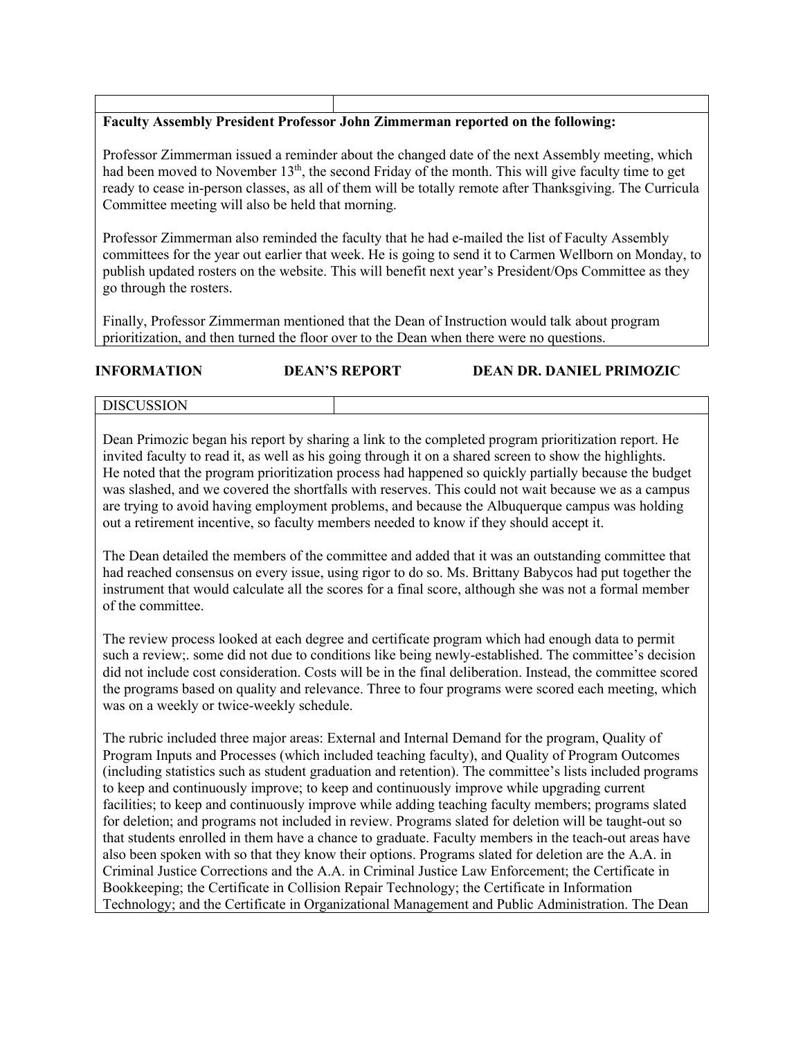| | |
|---|---|

**Faculty Assembly President Professor John Zimmerman reported on the following:**

Professor Zimmerman issued a reminder about the changed date of the next Assembly meeting, which had been moved to November 13th, the second Friday of the month. This will give faculty time to get ready to cease in-person classes, as all of them will be totally remote after Thanksgiving. The Curricula Committee meeting will also be held that morning.

Professor Zimmerman also reminded the faculty that he had e-mailed the list of Faculty Assembly committees for the year out earlier that week. He is going to send it to Carmen Wellborn on Monday, to publish updated rosters on the website. This will benefit next year's President/Ops Committee as they go through the rosters.

Finally, Professor Zimmerman mentioned that the Dean of Instruction would talk about program prioritization, and then turned the floor over to the Dean when there were no questions.

**INFORMATION DEAN'S REPORT DEAN DR. DANIEL PRIMOZIC**

| DISCUSSION | |
|---|---|

Dean Primozic began his report by sharing a link to the completed program prioritization report. He invited faculty to read it, as well as his going through it on a shared screen to show the highlights. He noted that the program prioritization process had happened so quickly partially because the budget was slashed, and we covered the shortfalls with reserves. This could not wait because we as a campus are trying to avoid having employment problems, and because the Albuquerque campus was holding out a retirement incentive, so faculty members needed to know if they should accept it.

The Dean detailed the members of the committee and added that it was an outstanding committee that had reached consensus on every issue, using rigor to do so. Ms. Brittany Babycos had put together the instrument that would calculate all the scores for a final score, although she was not a formal member of the committee.

The review process looked at each degree and certificate program which had enough data to permit such a review;. some did not due to conditions like being newly-established. The committee's decision did not include cost consideration. Costs will be in the final deliberation. Instead, the committee scored the programs based on quality and relevance. Three to four programs were scored each meeting, which was on a weekly or twice-weekly schedule.

The rubric included three major areas: External and Internal Demand for the program, Quality of Program Inputs and Processes (which included teaching faculty), and Quality of Program Outcomes (including statistics such as student graduation and retention). The committee's lists included programs to keep and continuously improve; to keep and continuously improve while upgrading current facilities; to keep and continuously improve while adding teaching faculty members; programs slated for deletion; and programs not included in review. Programs slated for deletion will be taught-out so that students enrolled in them have a chance to graduate. Faculty members in the teach-out areas have also been spoken with so that they know their options. Programs slated for deletion are the A.A. in Criminal Justice Corrections and the A.A. in Criminal Justice Law Enforcement; the Certificate in Bookkeeping; the Certificate in Collision Repair Technology; the Certificate in Information Technology; and the Certificate in Organizational Management and Public Administration. The Dean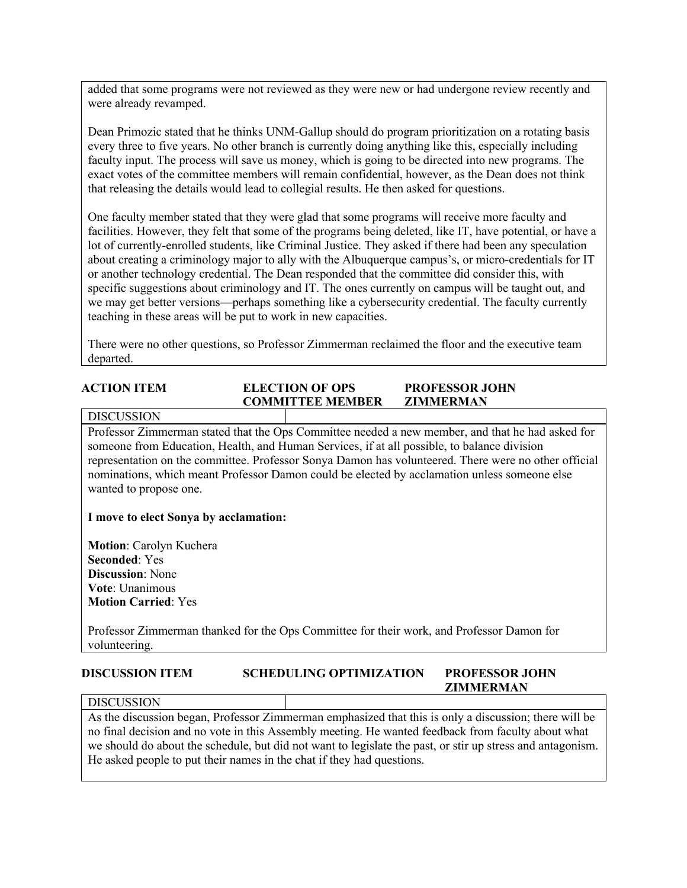added that some programs were not reviewed as they were new or had undergone review recently and were already revamped.

Dean Primozic stated that he thinks UNM-Gallup should do program prioritization on a rotating basis every three to five years. No other branch is currently doing anything like this, especially including faculty input. The process will save us money, which is going to be directed into new programs. The exact votes of the committee members will remain confidential, however, as the Dean does not think that releasing the details would lead to collegial results. He then asked for questions.

One faculty member stated that they were glad that some programs will receive more faculty and facilities. However, they felt that some of the programs being deleted, like IT, have potential, or have a lot of currently-enrolled students, like Criminal Justice. They asked if there had been any speculation about creating a criminology major to ally with the Albuquerque campus's, or micro-credentials for IT or another technology credential. The Dean responded that the committee did consider this, with specific suggestions about criminology and IT. The ones currently on campus will be taught out, and we may get better versions—perhaps something like a cybersecurity credential. The faculty currently teaching in these areas will be put to work in new capacities.

There were no other questions, so Professor Zimmerman reclaimed the floor and the executive team departed.

| ACTION ITEM | ELECTION OF OPS COMMITTEE MEMBER | PROFESSOR JOHN ZIMMERMAN |
|---|---|---|

DISCUSSION

Professor Zimmerman stated that the Ops Committee needed a new member, and that he had asked for someone from Education, Health, and Human Services, if at all possible, to balance division representation on the committee. Professor Sonya Damon has volunteered. There were no other official nominations, which meant Professor Damon could be elected by acclamation unless someone else wanted to propose one.

**I move to elect Sonya by acclamation:**

**Motion**: Carolyn Kuchera
**Seconded**: Yes
**Discussion**: None
**Vote**: Unanimous
**Motion Carried**: Yes

Professor Zimmerman thanked for the Ops Committee for their work, and Professor Damon for volunteering.

| DISCUSSION ITEM | SCHEDULING OPTIMIZATION | PROFESSOR JOHN ZIMMERMAN |
|---|---|---|

DISCUSSION

As the discussion began, Professor Zimmerman emphasized that this is only a discussion; there will be no final decision and no vote in this Assembly meeting. He wanted feedback from faculty about what we should do about the schedule, but did not want to legislate the past, or stir up stress and antagonism. He asked people to put their names in the chat if they had questions.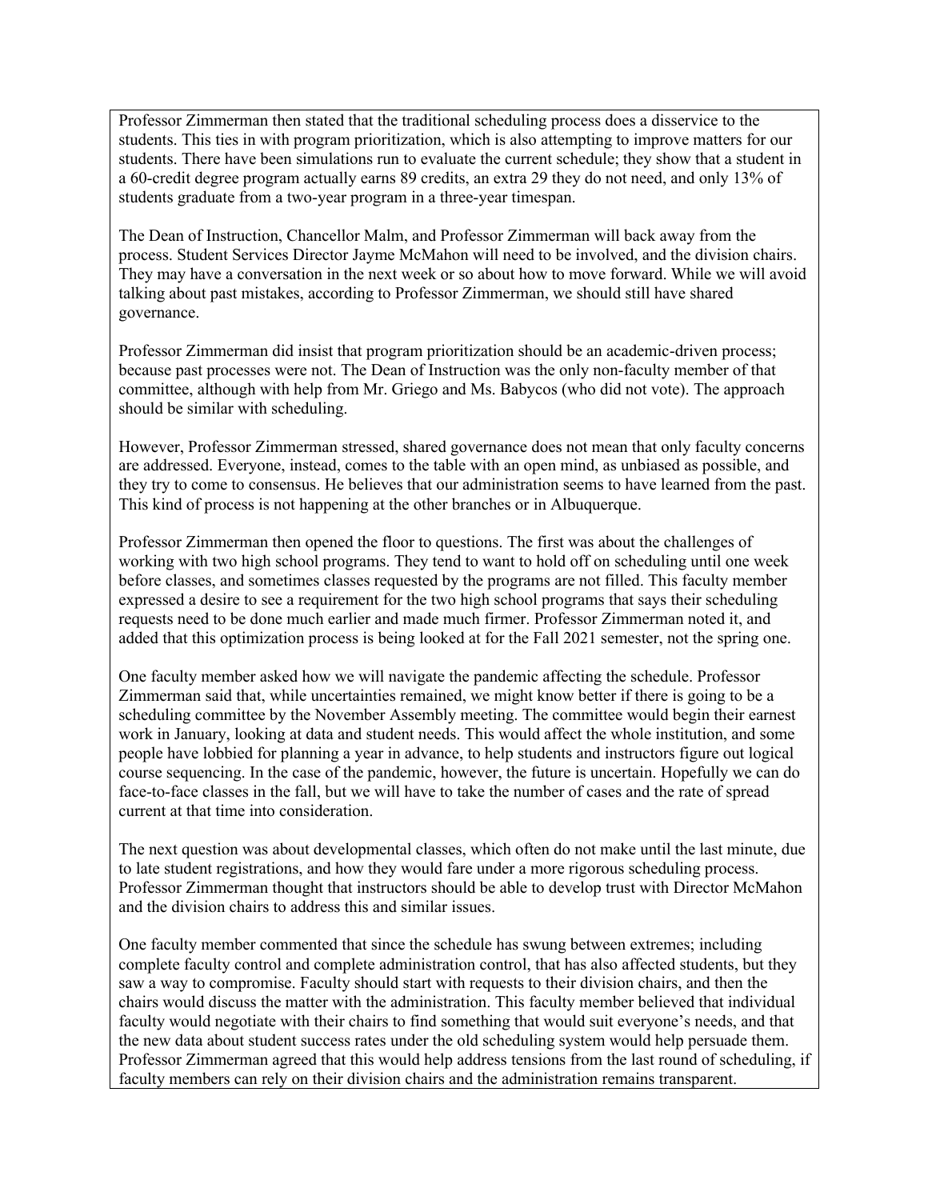Professor Zimmerman then stated that the traditional scheduling process does a disservice to the students. This ties in with program prioritization, which is also attempting to improve matters for our students. There have been simulations run to evaluate the current schedule; they show that a student in a 60-credit degree program actually earns 89 credits, an extra 29 they do not need, and only 13% of students graduate from a two-year program in a three-year timespan.

The Dean of Instruction, Chancellor Malm, and Professor Zimmerman will back away from the process. Student Services Director Jayme McMahon will need to be involved, and the division chairs. They may have a conversation in the next week or so about how to move forward. While we will avoid talking about past mistakes, according to Professor Zimmerman, we should still have shared governance.

Professor Zimmerman did insist that program prioritization should be an academic-driven process; because past processes were not. The Dean of Instruction was the only non-faculty member of that committee, although with help from Mr. Griego and Ms. Babycos (who did not vote). The approach should be similar with scheduling.

However, Professor Zimmerman stressed, shared governance does not mean that only faculty concerns are addressed. Everyone, instead, comes to the table with an open mind, as unbiased as possible, and they try to come to consensus. He believes that our administration seems to have learned from the past. This kind of process is not happening at the other branches or in Albuquerque.

Professor Zimmerman then opened the floor to questions. The first was about the challenges of working with two high school programs. They tend to want to hold off on scheduling until one week before classes, and sometimes classes requested by the programs are not filled. This faculty member expressed a desire to see a requirement for the two high school programs that says their scheduling requests need to be done much earlier and made much firmer. Professor Zimmerman noted it, and added that this optimization process is being looked at for the Fall 2021 semester, not the spring one.

One faculty member asked how we will navigate the pandemic affecting the schedule. Professor Zimmerman said that, while uncertainties remained, we might know better if there is going to be a scheduling committee by the November Assembly meeting. The committee would begin their earnest work in January, looking at data and student needs. This would affect the whole institution, and some people have lobbied for planning a year in advance, to help students and instructors figure out logical course sequencing. In the case of the pandemic, however, the future is uncertain. Hopefully we can do face-to-face classes in the fall, but we will have to take the number of cases and the rate of spread current at that time into consideration.

The next question was about developmental classes, which often do not make until the last minute, due to late student registrations, and how they would fare under a more rigorous scheduling process. Professor Zimmerman thought that instructors should be able to develop trust with Director McMahon and the division chairs to address this and similar issues.

One faculty member commented that since the schedule has swung between extremes; including complete faculty control and complete administration control, that has also affected students, but they saw a way to compromise. Faculty should start with requests to their division chairs, and then the chairs would discuss the matter with the administration. This faculty member believed that individual faculty would negotiate with their chairs to find something that would suit everyone's needs, and that the new data about student success rates under the old scheduling system would help persuade them. Professor Zimmerman agreed that this would help address tensions from the last round of scheduling, if faculty members can rely on their division chairs and the administration remains transparent.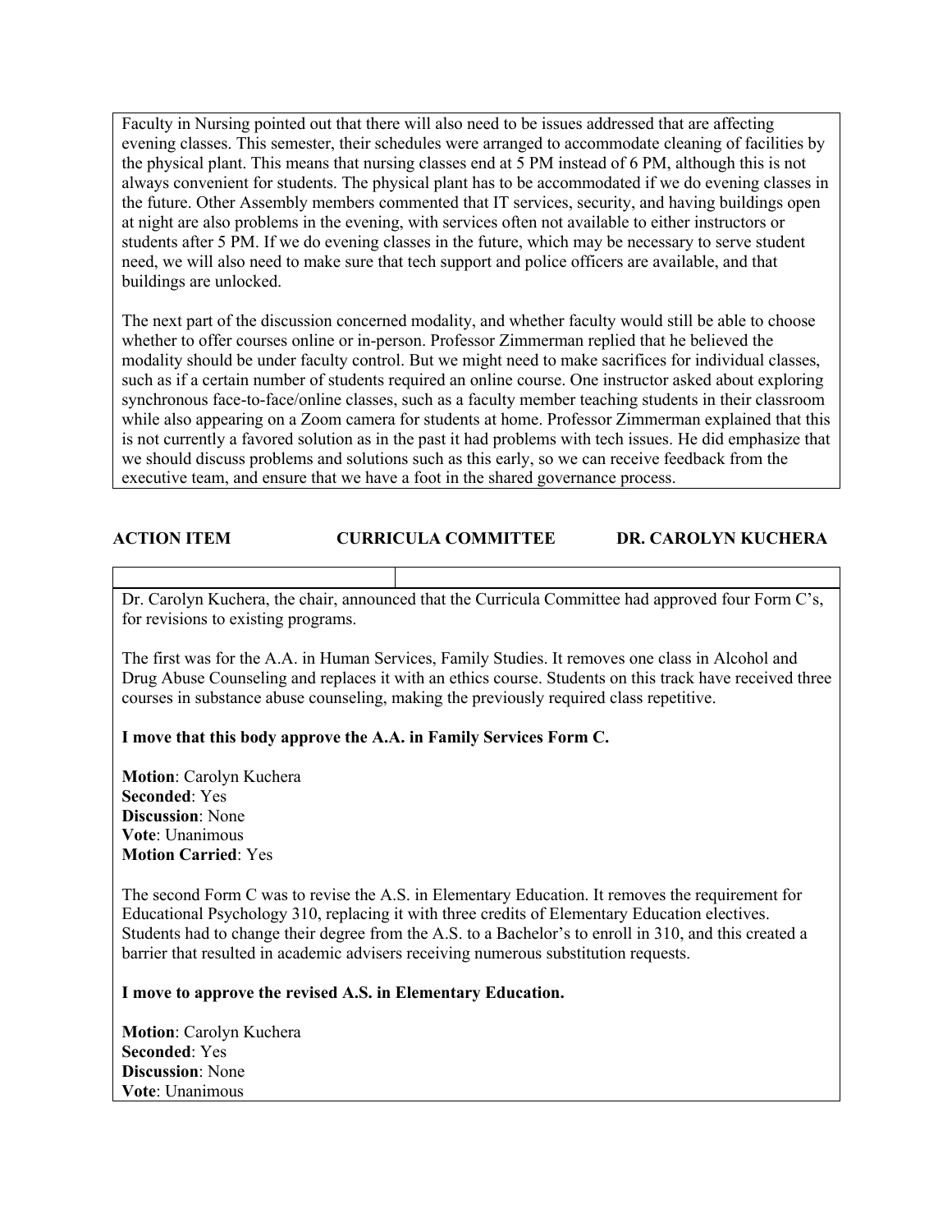Faculty in Nursing pointed out that there will also need to be issues addressed that are affecting evening classes. This semester, their schedules were arranged to accommodate cleaning of facilities by the physical plant. This means that nursing classes end at 5 PM instead of 6 PM, although this is not always convenient for students. The physical plant has to be accommodated if we do evening classes in the future. Other Assembly members commented that IT services, security, and having buildings open at night are also problems in the evening, with services often not available to either instructors or students after 5 PM. If we do evening classes in the future, which may be necessary to serve student need, we will also need to make sure that tech support and police officers are available, and that buildings are unlocked.

The next part of the discussion concerned modality, and whether faculty would still be able to choose whether to offer courses online or in-person. Professor Zimmerman replied that he believed the modality should be under faculty control. But we might need to make sacrifices for individual classes, such as if a certain number of students required an online course. One instructor asked about exploring synchronous face-to-face/online classes, such as a faculty member teaching students in their classroom while also appearing on a Zoom camera for students at home. Professor Zimmerman explained that this is not currently a favored solution as in the past it had problems with tech issues. He did emphasize that we should discuss problems and solutions such as this early, so we can receive feedback from the executive team, and ensure that we have a foot in the shared governance process.

**ACTION ITEM** **CURRICULA COMMITTEE** **DR. CAROLYN KUCHERA**

Dr. Carolyn Kuchera, the chair, announced that the Curricula Committee had approved four Form C's, for revisions to existing programs.

The first was for the A.A. in Human Services, Family Studies. It removes one class in Alcohol and Drug Abuse Counseling and replaces it with an ethics course. Students on this track have received three courses in substance abuse counseling, making the previously required class repetitive.

**I move that this body approve the A.A. in Family Services Form C.**

**Motion**: Carolyn Kuchera
**Seconded**: Yes
**Discussion**: None
**Vote**: Unanimous
**Motion Carried**: Yes

The second Form C was to revise the A.S. in Elementary Education. It removes the requirement for Educational Psychology 310, replacing it with three credits of Elementary Education electives. Students had to change their degree from the A.S. to a Bachelor's to enroll in 310, and this created a barrier that resulted in academic advisers receiving numerous substitution requests.

**I move to approve the revised A.S. in Elementary Education.**

**Motion**: Carolyn Kuchera
**Seconded**: Yes
**Discussion**: None
**Vote**: Unanimous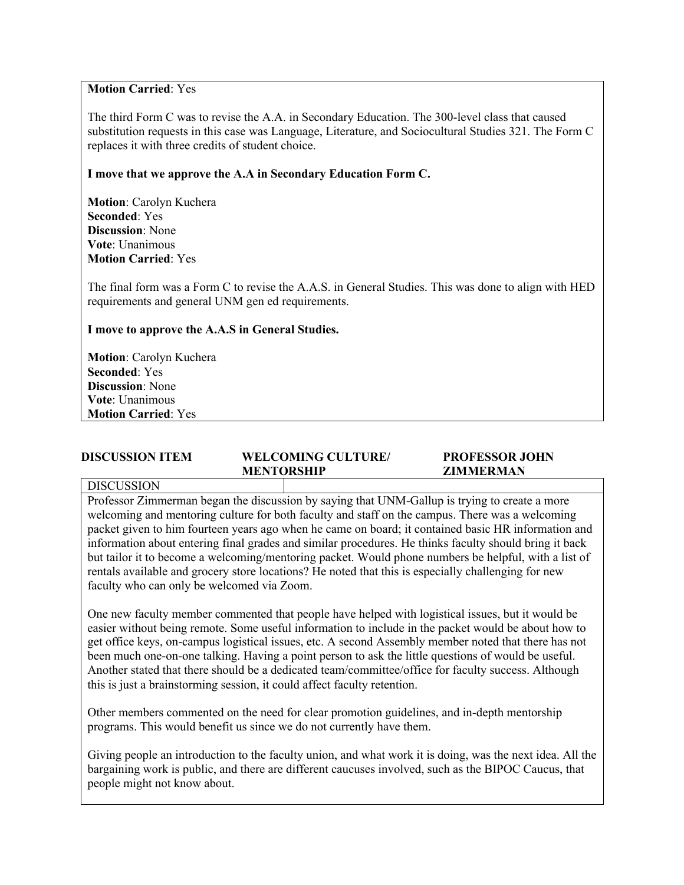**Motion Carried**: Yes

The third Form C was to revise the A.A. in Secondary Education. The 300-level class that caused substitution requests in this case was Language, Literature, and Sociocultural Studies 321. The Form C replaces it with three credits of student choice.

**I move that we approve the A.A in Secondary Education Form C.**

**Motion**: Carolyn Kuchera
**Seconded**: Yes
**Discussion**: None
**Vote**: Unanimous
**Motion Carried**: Yes

The final form was a Form C to revise the A.A.S. in General Studies. This was done to align with HED requirements and general UNM gen ed requirements.

**I move to approve the A.A.S in General Studies.**

**Motion**: Carolyn Kuchera
**Seconded**: Yes
**Discussion**: None
**Vote**: Unanimous
**Motion Carried**: Yes

| DISCUSSION ITEM | WELCOMING CULTURE/ MENTORSHIP | PROFESSOR JOHN ZIMMERMAN |
|---|---|---|

DISCUSSION

Professor Zimmerman began the discussion by saying that UNM-Gallup is trying to create a more welcoming and mentoring culture for both faculty and staff on the campus. There was a welcoming packet given to him fourteen years ago when he came on board; it contained basic HR information and information about entering final grades and similar procedures. He thinks faculty should bring it back but tailor it to become a welcoming/mentoring packet. Would phone numbers be helpful, with a list of rentals available and grocery store locations? He noted that this is especially challenging for new faculty who can only be welcomed via Zoom.

One new faculty member commented that people have helped with logistical issues, but it would be easier without being remote. Some useful information to include in the packet would be about how to get office keys, on-campus logistical issues, etc. A second Assembly member noted that there has not been much one-on-one talking. Having a point person to ask the little questions of would be useful. Another stated that there should be a dedicated team/committee/office for faculty success. Although this is just a brainstorming session, it could affect faculty retention.

Other members commented on the need for clear promotion guidelines, and in-depth mentorship programs. This would benefit us since we do not currently have them.

Giving people an introduction to the faculty union, and what work it is doing, was the next idea. All the bargaining work is public, and there are different caucuses involved, such as the BIPOC Caucus, that people might not know about.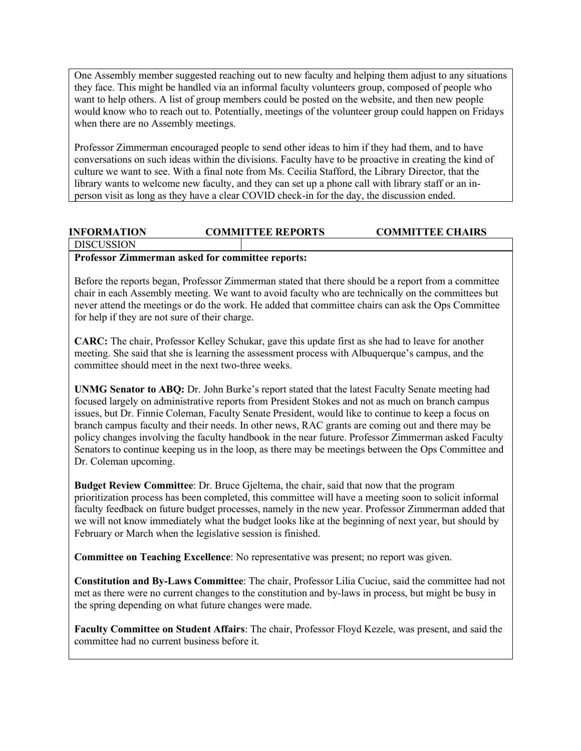One Assembly member suggested reaching out to new faculty and helping them adjust to any situations they face. This might be handled via an informal faculty volunteers group, composed of people who want to help others. A list of group members could be posted on the website, and then new people would know who to reach out to. Potentially, meetings of the volunteer group could happen on Fridays when there are no Assembly meetings.

Professor Zimmerman encouraged people to send other ideas to him if they had them, and to have conversations on such ideas within the divisions. Faculty have to be proactive in creating the kind of culture we want to see. With a final note from Ms. Cecilia Stafford, the Library Director, that the library wants to welcome new faculty, and they can set up a phone call with library staff or an in-person visit as long as they have a clear COVID check-in for the day, the discussion ended.

| INFORMATION | COMMITTEE REPORTS | COMMITTEE CHAIRS |
|---|---|---|

DISCUSSION

**Professor Zimmerman asked for committee reports:**

Before the reports began, Professor Zimmerman stated that there should be a report from a committee chair in each Assembly meeting. We want to avoid faculty who are technically on the committees but never attend the meetings or do the work. He added that committee chairs can ask the Ops Committee for help if they are not sure of their charge.

**CARC:** The chair, Professor Kelley Schukar, gave this update first as she had to leave for another meeting. She said that she is learning the assessment process with Albuquerque's campus, and the committee should meet in the next two-three weeks.

**UNMG Senator to ABQ:** Dr. John Burke's report stated that the latest Faculty Senate meeting had focused largely on administrative reports from President Stokes and not as much on branch campus issues, but Dr. Finnie Coleman, Faculty Senate President, would like to continue to keep a focus on branch campus faculty and their needs. In other news, RAC grants are coming out and there may be policy changes involving the faculty handbook in the near future. Professor Zimmerman asked Faculty Senators to continue keeping us in the loop, as there may be meetings between the Ops Committee and Dr. Coleman upcoming.

**Budget Review Committee**: Dr. Bruce Gjeltema, the chair, said that now that the program prioritization process has been completed, this committee will have a meeting soon to solicit informal faculty feedback on future budget processes, namely in the new year. Professor Zimmerman added that we will not know immediately what the budget looks like at the beginning of next year, but should by February or March when the legislative session is finished.

**Committee on Teaching Excellence**: No representative was present; no report was given.

**Constitution and By-Laws Committee**: The chair, Professor Lilia Cuciuc, said the committee had not met as there were no current changes to the constitution and by-laws in process, but might be busy in the spring depending on what future changes were made.

**Faculty Committee on Student Affairs**: The chair, Professor Floyd Kezele, was present, and said the committee had no current business before it.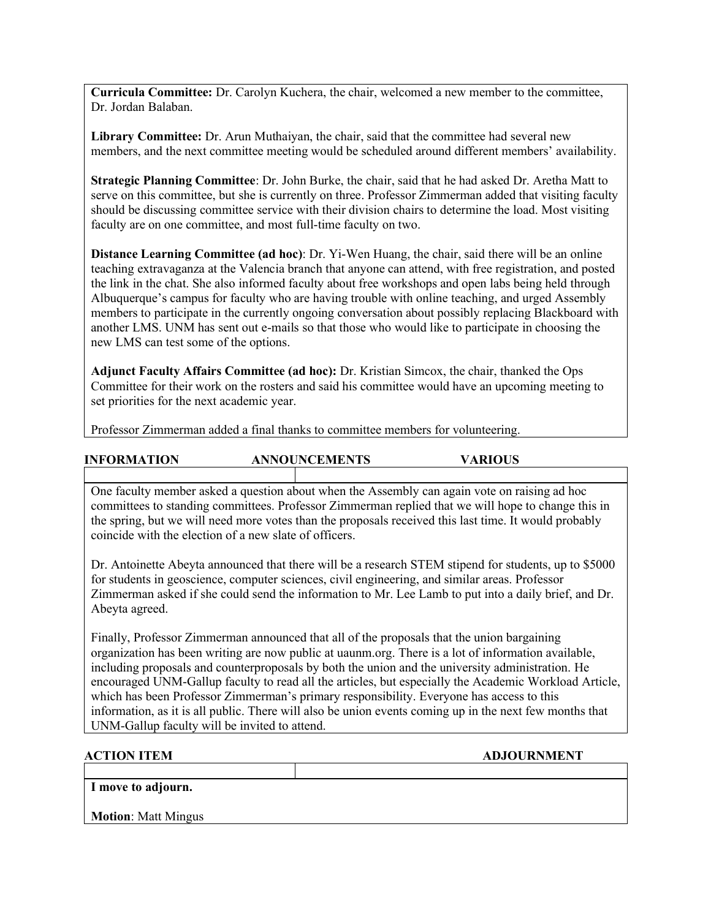**Curricula Committee:** Dr. Carolyn Kuchera, the chair, welcomed a new member to the committee, Dr. Jordan Balaban.

**Library Committee:** Dr. Arun Muthaiyan, the chair, said that the committee had several new members, and the next committee meeting would be scheduled around different members' availability.

**Strategic Planning Committee**: Dr. John Burke, the chair, said that he had asked Dr. Aretha Matt to serve on this committee, but she is currently on three. Professor Zimmerman added that visiting faculty should be discussing committee service with their division chairs to determine the load. Most visiting faculty are on one committee, and most full-time faculty on two.

**Distance Learning Committee (ad hoc)**: Dr. Yi-Wen Huang, the chair, said there will be an online teaching extravaganza at the Valencia branch that anyone can attend, with free registration, and posted the link in the chat. She also informed faculty about free workshops and open labs being held through Albuquerque's campus for faculty who are having trouble with online teaching, and urged Assembly members to participate in the currently ongoing conversation about possibly replacing Blackboard with another LMS. UNM has sent out e-mails so that those who would like to participate in choosing the new LMS can test some of the options.

**Adjunct Faculty Affairs Committee (ad hoc):** Dr. Kristian Simcox, the chair, thanked the Ops Committee for their work on the rosters and said his committee would have an upcoming meeting to set priorities for the next academic year.

Professor Zimmerman added a final thanks to committee members for volunteering.

**INFORMATION ANNOUNCEMENTS VARIOUS**

One faculty member asked a question about when the Assembly can again vote on raising ad hoc committees to standing committees. Professor Zimmerman replied that we will hope to change this in the spring, but we will need more votes than the proposals received this last time. It would probably coincide with the election of a new slate of officers.

Dr. Antoinette Abeyta announced that there will be a research STEM stipend for students, up to $5000 for students in geoscience, computer sciences, civil engineering, and similar areas. Professor Zimmerman asked if she could send the information to Mr. Lee Lamb to put into a daily brief, and Dr. Abeyta agreed.

Finally, Professor Zimmerman announced that all of the proposals that the union bargaining organization has been writing are now public at uaunm.org. There is a lot of information available, including proposals and counterproposals by both the union and the university administration. He encouraged UNM-Gallup faculty to read all the articles, but especially the Academic Workload Article, which has been Professor Zimmerman's primary responsibility. Everyone has access to this information, as it is all public. There will also be union events coming up in the next few months that UNM-Gallup faculty will be invited to attend.

**ACTION ITEM ADJOURNMENT**

**I move to adjourn.**

**Motion**: Matt Mingus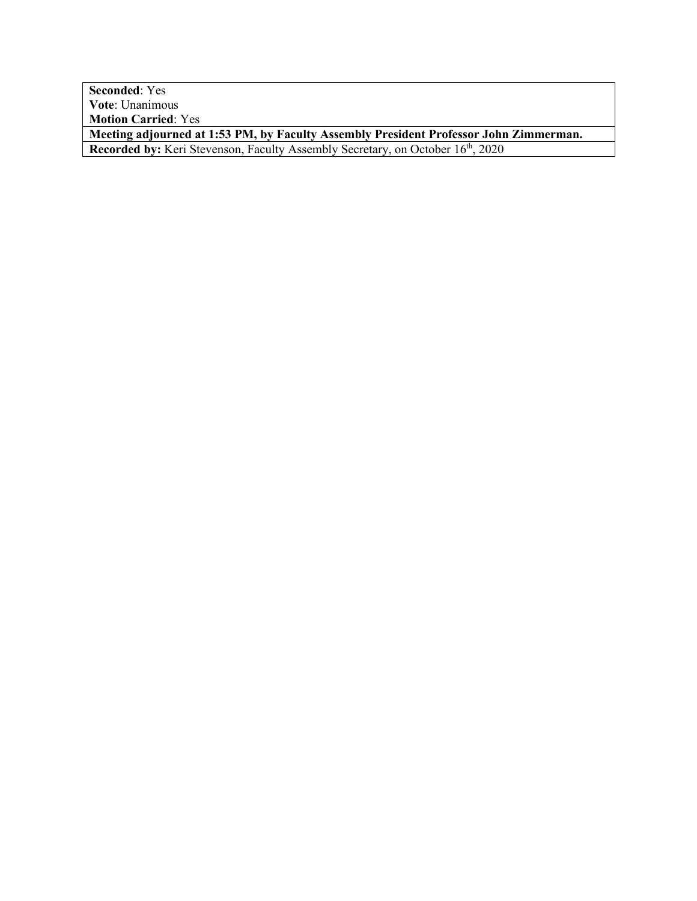| |
|---|
| **Seconded**: Yes<br>**Vote**: Unanimous<br>**Motion Carried**: Yes |
| **Meeting adjourned at 1:53 PM, by Faculty Assembly President Professor John Zimmerman.** |
| **Recorded by:** Keri Stevenson, Faculty Assembly Secretary, on October 16th, 2020 |